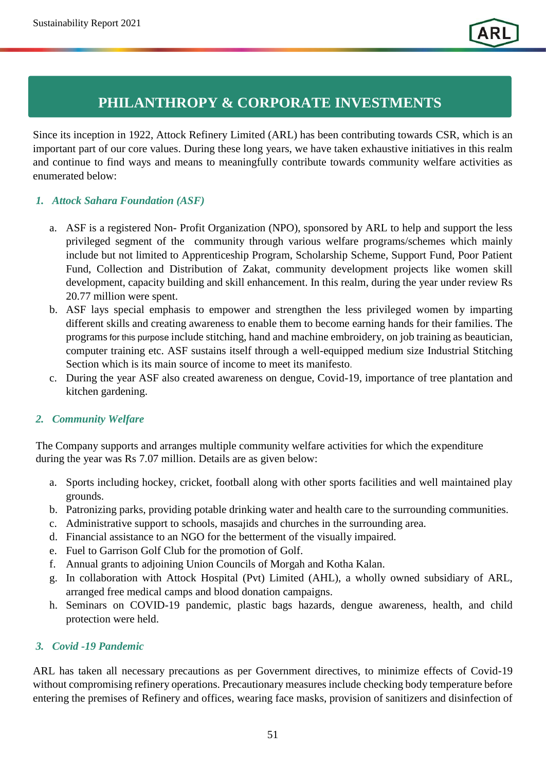# PHILANTHROPY & CORPORATE INVESTMENTS

Since its inception in 1922, Attock Refinery Limited (ARL) has been contributing towards CSR, which is an important part of our core values. During these long years, we have taken exhaustive initiatives in this realm and continue to find ways and means to meaningfully contribute towards community welfare activities as enumerated below:

## 1. *Attock Sahara Foundation (ASF)*

a. ASF is a registered Non- Profit Organization (NPO), sponsored by ARL to help and support the less privileged segment of the community through various welfare programs/schemes which mainly include but not limited to Apprenticeship Program, Scholarship Scheme, Support Fund, Poor Patient Fund, Collection and Distribution of Zakat, community development projects like women skill development, capacity building and skill enhancement. In this realm, during the year under review Rs 20.77 million were spent.

b. ASF lays special emphasis to empower and strengthen the less privileged women by imparting different skills and creating awareness to enable them to become earning hands for their families. The programs for this purpose include stitching, hand and machine embroidery, on job training as beautician, computer training etc. ASF sustains itself through a well-equipped medium size Industrial Stitching Section which is its main source of income to meet its manifesto.

c. During the year ASF also created awareness on dengue, Covid-19, importance of tree plantation and kitchen gardening.

## 2. *Community Welfare*

The Company supports and arranges multiple community welfare activities for which the expenditure during the year was Rs 7.07 million. Details are as given below:

a. Sports including hockey, cricket, football along with other sports facilities and well maintained play grounds.

b. Patronizing parks, providing potable drinking water and health care to the surrounding communities.

c. Administrative support to schools, masajids and churches in the surrounding area.

d. Financial assistance to an NGO for the betterment of the visually impaired.

e. Fuel to Garrison Golf Club for the promotion of Golf.

f. Annual grants to adjoining Union Councils of Morgah and Kotha Kalan.

g. In collaboration with Attock Hospital (Pvt) Limited (AHL), a wholly owned subsidiary of ARL, arranged free medical camps and blood donation campaigns.

h. Seminars on COVID-19 pandemic, plastic bags hazards, dengue awareness, health, and child protection were held.

## 3. *Covid -19 Pandemic*

ARL has taken all necessary precautions as per Government directives, to minimize effects of Covid-19 without compromising refinery operations. Precautionary measures include checking body temperature before entering the premises of Refinery and offices, wearing face masks, provision of sanitizers and disinfection of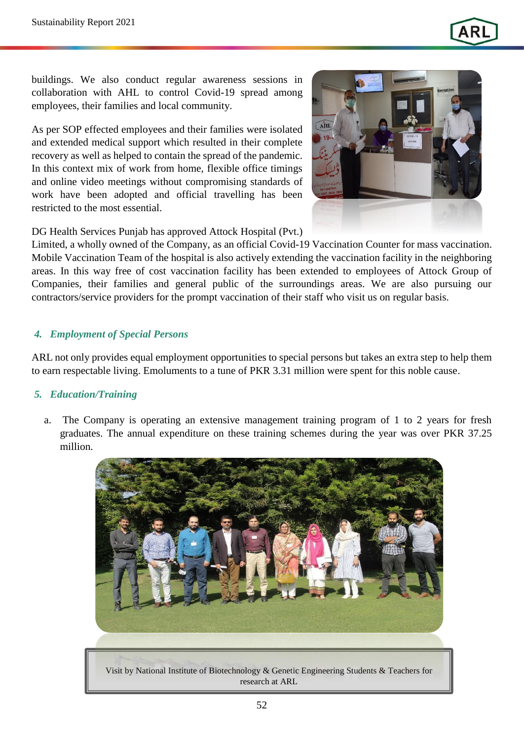buildings. We also conduct regular awareness sessions in collaboration with AHL to control Covid-19 spread among employees, their families and local community.

As per SOP effected employees and their families were isolated and extended medical support which resulted in their complete recovery as well as helped to contain the spread of the pandemic. In this context mix of work from home, flexible office timings and online video meetings without compromising standards of work have been adopted and official travelling has been restricted to the most essential.

DG Health Services Punjab has approved Attock Hospital (Pvt.) Limited, a wholly owned of the Company, as an official Covid-19 Vaccination Counter for mass vaccination. Mobile Vaccination Team of the hospital is also actively extending the vaccination facility in the neighboring areas. In this way free of cost vaccination facility has been extended to employees of Attock Group of Companies, their families and general public of the surroundings areas. We are also pursuing our contractors/service providers for the prompt vaccination of their staff who visit us on regular basis.

### *4. Employment of Special Persons*

ARL not only provides equal employment opportunities to special persons but takes an extra step to help them to earn respectable living. Emoluments to a tune of PKR 3.31 million were spent for this noble cause.

### *5. Education/Training*

a. The Company is operating an extensive management training program of 1 to 2 years for fresh graduates. The annual expenditure on these training schemes during the year was over PKR 37.25 million.

Visit by National Institute of Biotechnology & Genetic Engineering Students & Teachers for research at ARL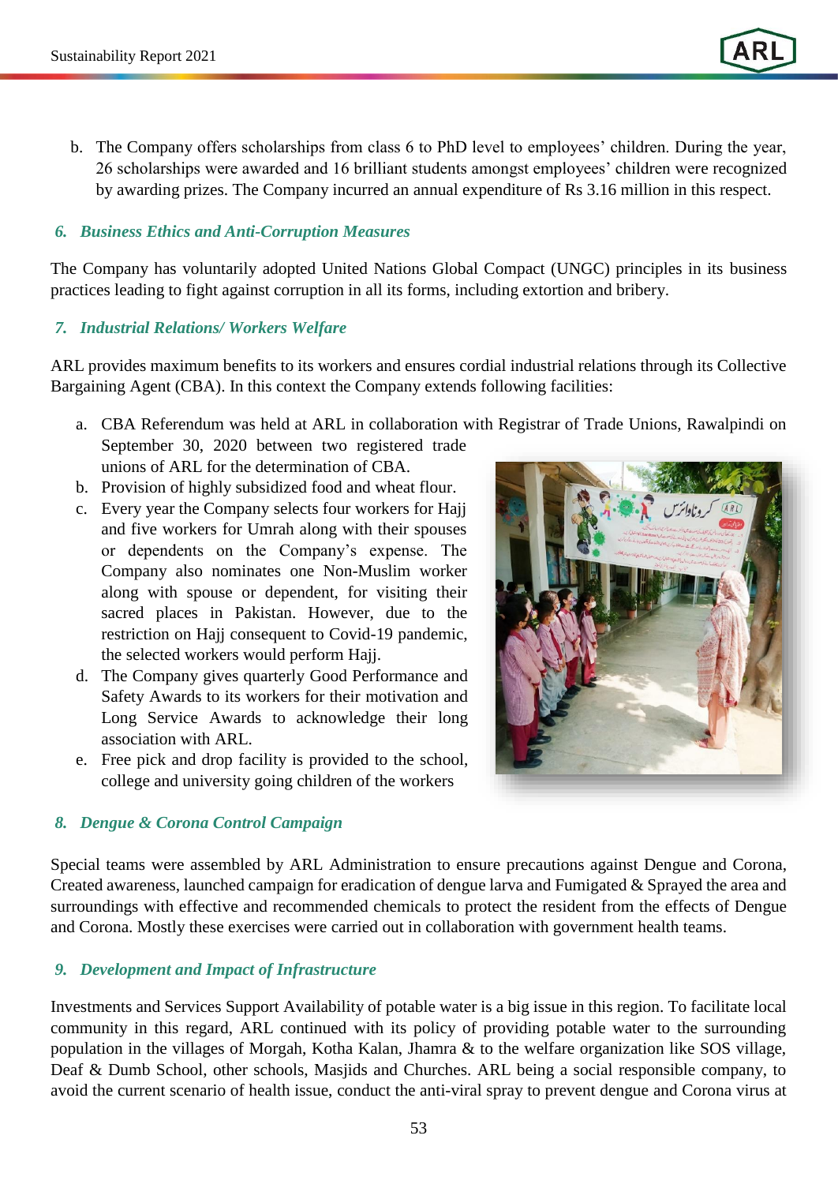b. The Company offers scholarships from class 6 to PhD level to employees' children. During the year, 26 scholarships were awarded and 16 brilliant students amongst employees' children were recognized by awarding prizes. The Company incurred an annual expenditure of Rs 3.16 million in this respect.

### *6. Business Ethics and Anti-Corruption Measures*

The Company has voluntarily adopted United Nations Global Compact (UNGC) principles in its business practices leading to fight against corruption in all its forms, including extortion and bribery.

### *7. Industrial Relations/ Workers Welfare*

ARL provides maximum benefits to its workers and ensures cordial industrial relations through its Collective Bargaining Agent (CBA). In this context the Company extends following facilities:

a. CBA Referendum was held at ARL in collaboration with Registrar of Trade Unions, Rawalpindi on September 30, 2020 between two registered trade unions of ARL for the determination of CBA.
b. Provision of highly subsidized food and wheat flour.
c. Every year the Company selects four workers for Hajj and five workers for Umrah along with their spouses or dependents on the Company's expense. The Company also nominates one Non-Muslim worker along with spouse or dependent, for visiting their sacred places in Pakistan. However, due to the restriction on Hajj consequent to Covid-19 pandemic, the selected workers would perform Hajj.
d. The Company gives quarterly Good Performance and Safety Awards to its workers for their motivation and Long Service Awards to acknowledge their long association with ARL.
e. Free pick and drop facility is provided to the school, college and university going children of the workers

### *8. Dengue & Corona Control Campaign*

Special teams were assembled by ARL Administration to ensure precautions against Dengue and Corona, Created awareness, launched campaign for eradication of dengue larva and Fumigated & Sprayed the area and surroundings with effective and recommended chemicals to protect the resident from the effects of Dengue and Corona. Mostly these exercises were carried out in collaboration with government health teams.

### *9. Development and Impact of Infrastructure*

Investments and Services Support Availability of potable water is a big issue in this region. To facilitate local community in this regard, ARL continued with its policy of providing potable water to the surrounding population in the villages of Morgah, Kotha Kalan, Jhamra & to the welfare organization like SOS village, Deaf & Dumb School, other schools, Masjids and Churches. ARL being a social responsible company, to avoid the current scenario of health issue, conduct the anti-viral spray to prevent dengue and Corona virus at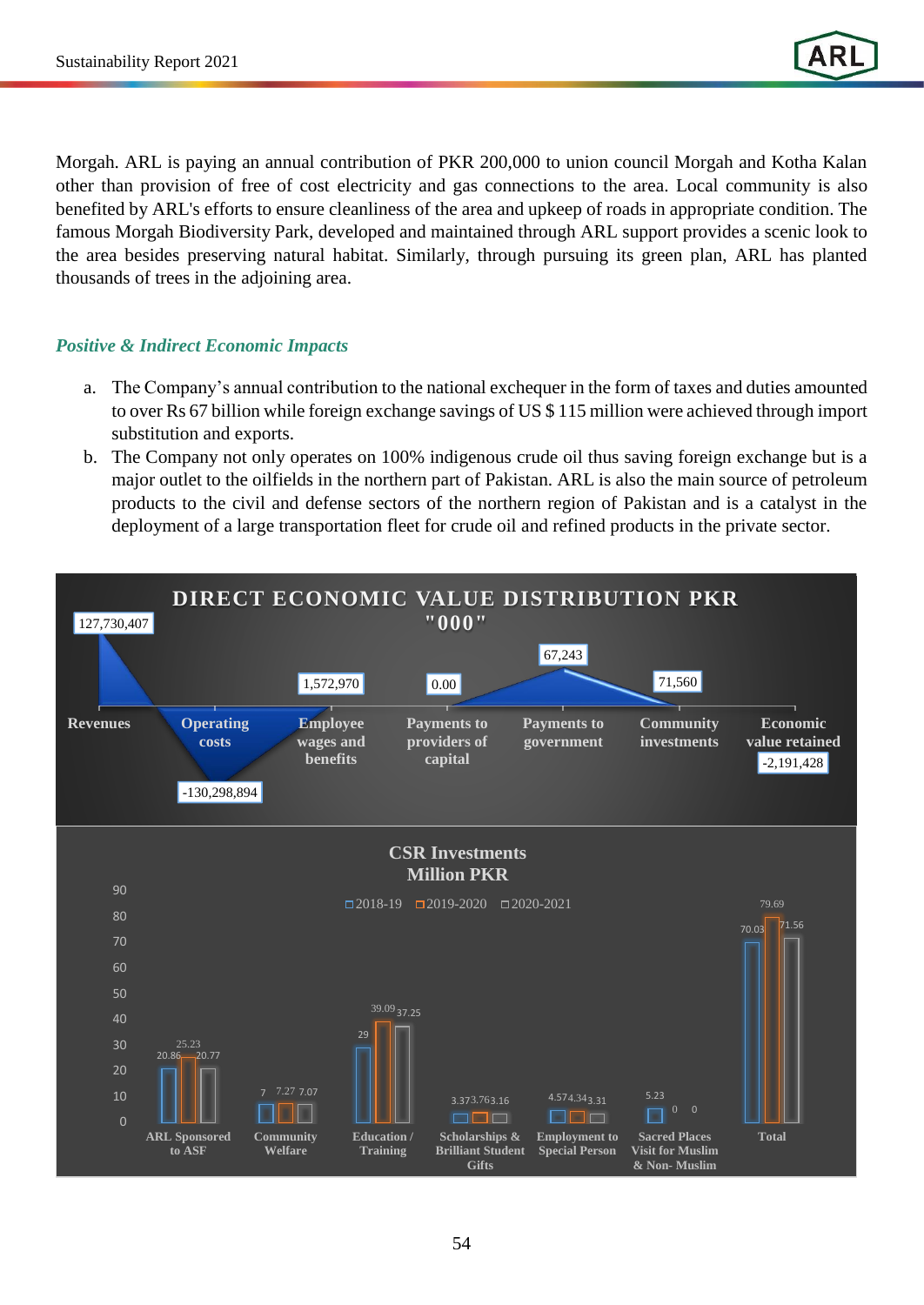Morgah. ARL is paying an annual contribution of PKR 200,000 to union council Morgah and Kotha Kalan other than provision of free of cost electricity and gas connections to the area. Local community is also benefited by ARL's efforts to ensure cleanliness of the area and upkeep of roads in appropriate condition. The famous Morgah Biodiversity Park, developed and maintained through ARL support provides a scenic look to the area besides preserving natural habitat. Similarly, through pursuing its green plan, ARL has planted thousands of trees in the adjoining area.

### *Positive & Indirect Economic Impacts*

a. The Company's annual contribution to the national exchequer in the form of taxes and duties amounted to over Rs 67 billion while foreign exchange savings of US $ 115 million were achieved through import substitution and exports.

b. The Company not only operates on 100% indigenous crude oil thus saving foreign exchange but is a major outlet to the oilfields in the northern part of Pakistan. ARL is also the main source of petroleum products to the civil and defense sectors of the northern region of Pakistan and is a catalyst in the deployment of a large transportation fleet for crude oil and refined products in the private sector.

**DIRECT ECONOMIC VALUE DISTRIBUTION PKR "000"**

| Revenues | Operating costs | Employee wages and benefits | Payments to providers of capital | Payments to government | Community investments | Economic value retained |
|---|---|---|---|---|---|---|
| 127,730,407 | -130,298,894 | 1,572,970 | 0.00 | 67,243 | 71,560 | -2,191,428 |

**CSR Investments Million PKR**

| | 2018-19 | 2019-2020 | 2020-2021 |
|---|---|---|---|
| ARL Sponsored to ASF | 20.86 | 25.23 | 20.77 |
| Community Welfare | 7 | 7.27 | 7.07 |
| Education / Training | 29 | 39.09 | 37.25 |
| Scholarships & Brilliant Student Gifts | 3.37 | 3.76 | 3.16 |
| Employment to Special Person | 4.57 | 4.34 | 3.31 |
| Sacred Places Visit for Muslim & Non- Muslim | 5.23 | 0 | 0 |
| Total | 70.03 | 79.69 | 71.56 |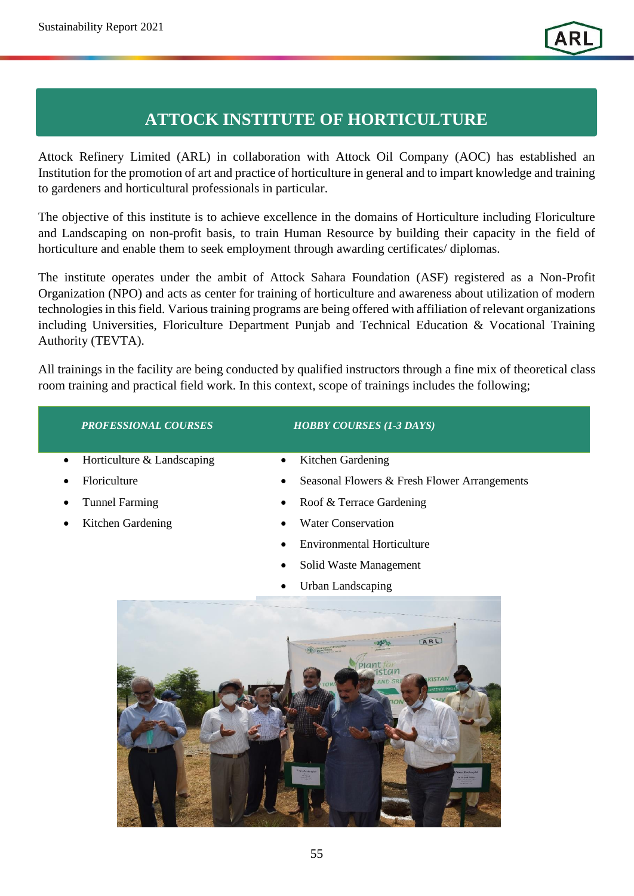# ATTOCK INSTITUTE OF HORTICULTURE

Attock Refinery Limited (ARL) in collaboration with Attock Oil Company (AOC) has established an Institution for the promotion of art and practice of horticulture in general and to impart knowledge and training to gardeners and horticultural professionals in particular.

The objective of this institute is to achieve excellence in the domains of Horticulture including Floriculture and Landscaping on non-profit basis, to train Human Resource by building their capacity in the field of horticulture and enable them to seek employment through awarding certificates/ diplomas.

The institute operates under the ambit of Attock Sahara Foundation (ASF) registered as a Non-Profit Organization (NPO) and acts as center for training of horticulture and awareness about utilization of modern technologies in this field. Various training programs are being offered with affiliation of relevant organizations including Universities, Floriculture Department Punjab and Technical Education & Vocational Training Authority (TEVTA).

All trainings in the facility are being conducted by qualified instructors through a fine mix of theoretical class room training and practical field work. In this context, scope of trainings includes the following;

| *PROFESSIONAL COURSES* | *HOBBY COURSES (1-3 DAYS)* |
|---|---|
| • Horticulture & Landscaping | • Kitchen Gardening |
| • Floriculture | • Seasonal Flowers & Fresh Flower Arrangements |
| • Tunnel Farming | • Roof & Terrace Gardening |
| • Kitchen Gardening | • Water Conservation |
| | • Environmental Horticulture |
| | • Solid Waste Management |
| | • Urban Landscaping |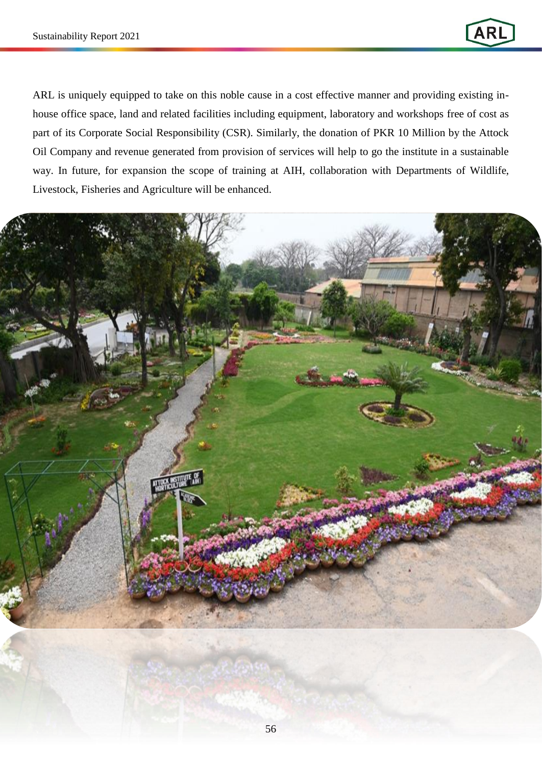ARL is uniquely equipped to take on this noble cause in a cost effective manner and providing existing in-house office space, land and related facilities including equipment, laboratory and workshops free of cost as part of its Corporate Social Responsibility (CSR). Similarly, the donation of PKR 10 Million by the Attock Oil Company and revenue generated from provision of services will help to go the institute in a sustainable way. In future, for expansion the scope of training at AIH, collaboration with Departments of Wildlife, Livestock, Fisheries and Agriculture will be enhanced.